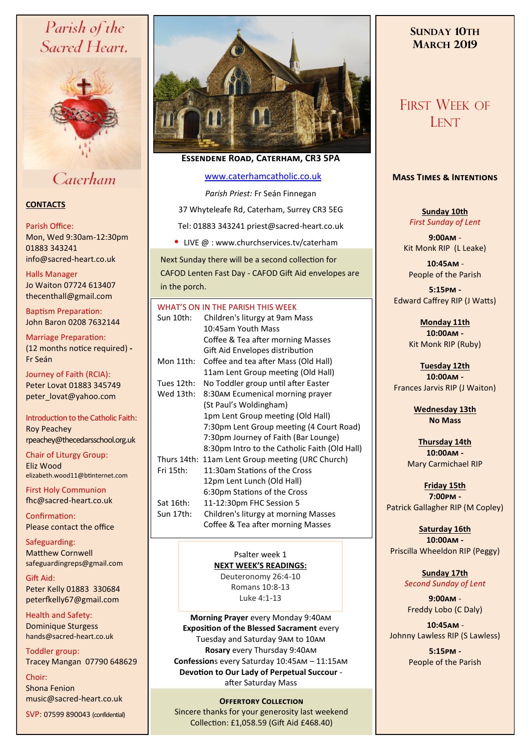# Parish of the Sacred Heart, Caterham

## CONTACTS

Parish Office:
Mon, Wed 9:30am-12:30pm
01883 343241
info@sacred-heart.co.uk

Halls Manager
Jo Waiton 07724 613407
thecenthall@gmail.com

Baptism Preparation:
John Baron 0208 7632144

Marriage Preparation:
(12 months notice required) - Fr Seán

Journey of Faith (RCIA):
Peter Lovat 01883 345749
peter_lovat@yahoo.com

Introduction to the Catholic Faith:
Roy Peachey
rpeachey@thecedarsschool.org.uk

Chair of Liturgy Group:
Eliz Wood
elizabeth.wood11@btinternet.com

First Holy Communion
fhc@sacred-heart.co.uk

Confirmation:
Please contact the office

Safeguarding:
Matthew Cornwell
safeguardingreps@gmail.com

Gift Aid:
Peter Kelly 01883 330684
peterfkelly67@gmail.com

Health and Safety:
Dominique Sturgess
hands@sacred-heart.co.uk

Toddler group:
Tracey Mangan 07790 648629

Choir:
Shona Fenion
music@sacred-heart.co.uk

SVP: 07599 890043 (confidential)

**ESSENDENE ROAD, CATERHAM, CR3 5PA**

www.caterhamcatholic.co.uk

*Parish Priest:* Fr Seán Finnegan

37 Whyteleafe Rd, Caterham, Surrey CR3 5EG

Tel: 01883 343241 priest@sacred-heart.co.uk

- LIVE @ : www.churchservices.tv/caterham

Next Sunday there will be a second collection for CAFOD Lenten Fast Day - CAFOD Gift Aid envelopes are in the porch.

### WHAT'S ON IN THE PARISH THIS WEEK

| | |
|---|---|
| Sun 10th: | Children's liturgy at 9am Mass<br>10:45am Youth Mass<br>Coffee & Tea after morning Masses<br>Gift Aid Envelopes distribution |
| Mon 11th: | Coffee and tea after Mass (Old Hall)<br>11am Lent Group meeting (Old Hall) |
| Tues 12th: | No Toddler group until after Easter |
| Wed 13th: | 8:30AM Ecumenical morning prayer (St Paul's Woldingham)<br>1pm Lent Group meeting (Old Hall)<br>7:30pm Lent Group meeting (4 Court Road)<br>7:30pm Journey of Faith (Bar Lounge)<br>8:30pm Intro to the Catholic Faith (Old Hall) |
| Thurs 14th: | 11am Lent Group meeting (URC Church) |
| Fri 15th: | 11:30am Stations of the Cross<br>12pm Lent Lunch (Old Hall)<br>6:30pm Stations of the Cross |
| Sat 16th: | 11-12:30pm FHC Session 5 |
| Sun 17th: | Children's liturgy at morning Masses<br>Coffee & Tea after morning Masses |

Psalter week 1

**NEXT WEEK'S READINGS:**
Deuteronomy 26:4-10
Romans 10:8-13
Luke 4:1-13

**Morning Prayer** every Monday 9:40AM
**Exposition of the Blessed Sacrament** every Tuesday and Saturday 9AM to 10AM
**Rosary** every Thursday 9:40AM
**Confessions** every Saturday 10:45AM – 11:15AM
**Devotion to Our Lady of Perpetual Succour** - after Saturday Mass

**OFFERTORY COLLECTION**
Sincere thanks for your generosity last weekend
Collection: £1,058.59 (Gift Aid £468.40)

## SUNDAY 10TH MARCH 2019

## FIRST WEEK OF LENT

### MASS TIMES & INTENTIONS

**Sunday 10th**
*First Sunday of Lent*

**9:00AM** - Kit Monk RIP (L Leake)

**10:45AM** - People of the Parish

**5:15PM** - Edward Caffrey RIP (J Watts)

**Monday 11th**
**10:00AM** - Kit Monk RIP (Ruby)

**Tuesday 12th**
**10:00AM** - Frances Jarvis RIP (J Waiton)

**Wednesday 13th**
**No Mass**

**Thursday 14th**
**10:00AM** - Mary Carmichael RIP

**Friday 15th**
**7:00PM** - Patrick Gallagher RIP (M Copley)

**Saturday 16th**
**10:00AM** - Priscilla Wheeldon RIP (Peggy)

**Sunday 17th**
*Second Sunday of Lent*

**9:00AM** - Freddy Lobo (C Daly)

**10:45AM** - Johnny Lawless RIP (S Lawless)

**5:15PM** - People of the Parish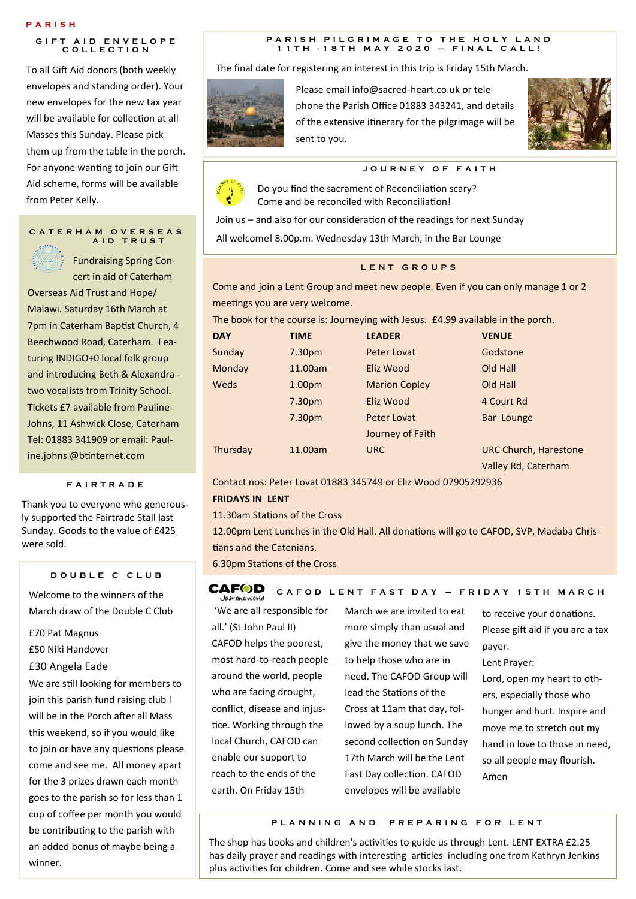PARISH

### GIFT AID ENVELOPE COLLECTION

To all Gift Aid donors (both weekly envelopes and standing order). Your new envelopes for the new tax year will be available for collection at all Masses this Sunday. Please pick them up from the table in the porch. For anyone wanting to join our Gift Aid scheme, forms will be available from Peter Kelly.

### CATERHAM OVERSEAS AID TRUST

Fundraising Spring Concert in aid of Caterham Overseas Aid Trust and Hope/Malawi. Saturday 16th March at 7pm in Caterham Baptist Church, 4 Beechwood Road, Caterham. Featuring INDIGO+0 local folk group and introducing Beth & Alexandra - two vocalists from Trinity School. Tickets £7 available from Pauline Johns, 11 Ashwick Close, Caterham Tel: 01883 341909 or email: Pauline.johns @btinternet.com

### FAIRTRADE

Thank you to everyone who generously supported the Fairtrade Stall last Sunday. Goods to the value of £425 were sold.

### DOUBLE C CLUB

Welcome to the winners of the March draw of the Double C Club

£70 Pat Magnus
£50 Niki Handover
£30 Angela Eade

We are still looking for members to join this parish fund raising club I will be in the Porch after all Mass this weekend, so if you would like to join or have any questions please come and see me. All money apart for the 3 prizes drawn each month goes to the parish so for less than 1 cup of coffee per month you would be contributing to the parish with an added bonus of maybe being a winner.

### PARISH PILGRIMAGE TO THE HOLY LAND 11TH -18TH MAY 2020 – FINAL CALL!

The final date for registering an interest in this trip is Friday 15th March.

Please email info@sacred-heart.co.uk or telephone the Parish Office 01883 343241, and details of the extensive itinerary for the pilgrimage will be sent to you.

### JOURNEY OF FAITH

Do you find the sacrament of Reconciliation scary?
Come and be reconciled with Reconciliation!

Join us – and also for our consideration of the readings for next Sunday

All welcome! 8.00p.m. Wednesday 13th March, in the Bar Lounge

### LENT GROUPS

Come and join a Lent Group and meet new people. Even if you can only manage 1 or 2 meetings you are very welcome.

The book for the course is: Journeying with Jesus. £4.99 available in the porch.

| DAY | TIME | LEADER | VENUE |
|---|---|---|---|
| Sunday | 7.30pm | Peter Lovat | Godstone |
| Monday | 11.00am | Eliz Wood | Old Hall |
| Weds | 1.00pm | Marion Copley | Old Hall |
| | 7.30pm | Eliz Wood | 4 Court Rd |
| | 7.30pm | Peter Lovat Journey of Faith | Bar Lounge |
| Thursday | 11.00am | URC | URC Church, Harestone Valley Rd, Caterham |

Contact nos: Peter Lovat 01883 345749 or Eliz Wood 07905292936

**FRIDAYS IN LENT**

11.30am Stations of the Cross

12.00pm Lent Lunches in the Old Hall. All donations will go to CAFOD, SVP, Madaba Christians and the Catenians.

6.30pm Stations of the Cross

### CAFOD LENT FAST DAY – FRIDAY 15TH MARCH

'We are all responsible for all.' (St John Paul II) CAFOD helps the poorest, most hard-to-reach people around the world, people who are facing drought, conflict, disease and injustice. Working through the local Church, CAFOD can enable our support to reach to the ends of the earth. On Friday 15th March we are invited to eat more simply than usual and give the money that we save to help those who are in need. The CAFOD Group will lead the Stations of the Cross at 11am that day, followed by a soup lunch. The second collection on Sunday 17th March will be the Lent Fast Day collection. CAFOD envelopes will be available to receive your donations. Please gift aid if you are a tax payer.

Lent Prayer:
Lord, open my heart to others, especially those who hunger and hurt. Inspire and move me to stretch out my hand in love to those in need, so all people may flourish. Amen

### PLANNING AND PREPARING FOR LENT

The shop has books and children's activities to guide us through Lent. LENT EXTRA £2.25 has daily prayer and readings with interesting articles including one from Kathryn Jenkins plus activities for children. Come and see while stocks last.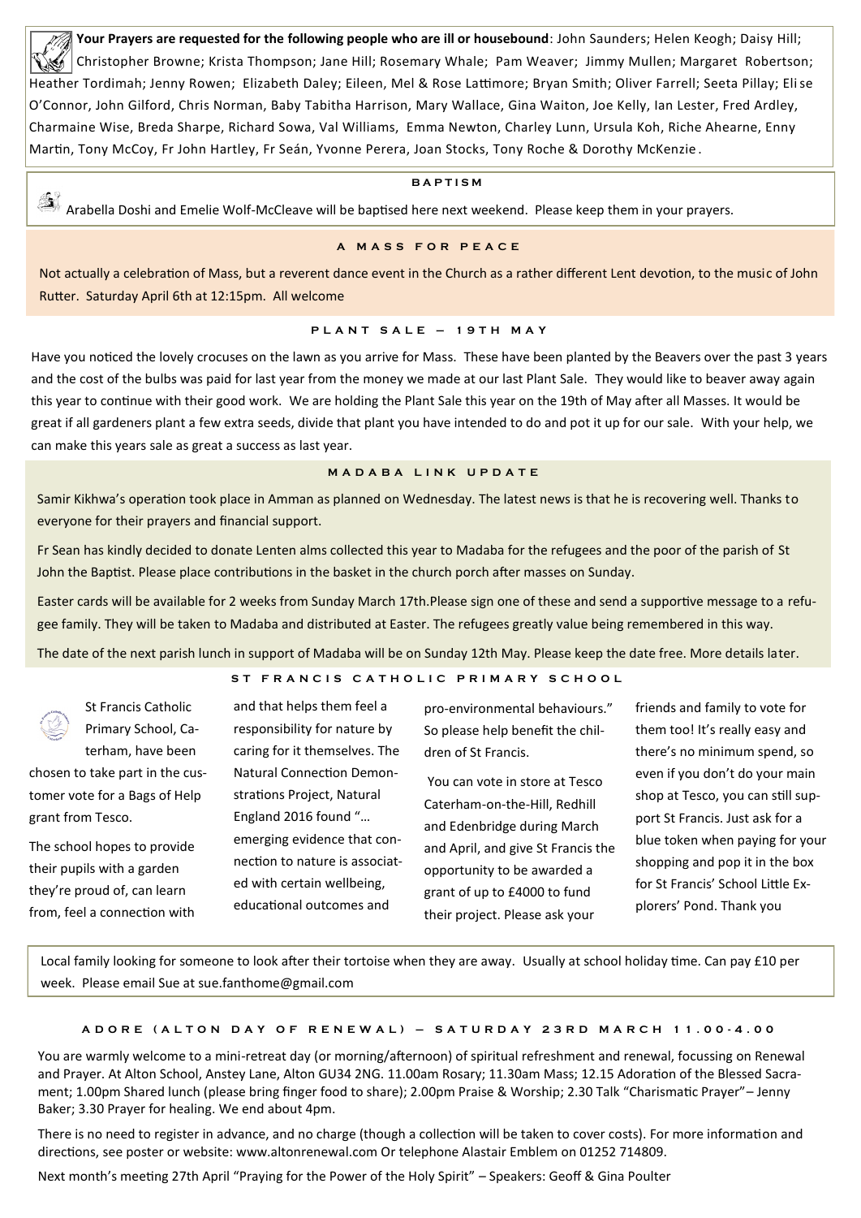**Your Prayers are requested for the following people who are ill or housebound**: John Saunders; Helen Keogh; Daisy Hill; Christopher Browne; Krista Thompson; Jane Hill; Rosemary Whale; Pam Weaver; Jimmy Mullen; Margaret Robertson; Heather Tordimah; Jenny Rowen; Elizabeth Daley; Eileen, Mel & Rose Lattimore; Bryan Smith; Oliver Farrell; Seeta Pillay; Elise O'Connor, John Gilford, Chris Norman, Baby Tabitha Harrison, Mary Wallace, Gina Waiton, Joe Kelly, Ian Lester, Fred Ardley, Charmaine Wise, Breda Sharpe, Richard Sowa, Val Williams, Emma Newton, Charley Lunn, Ursula Koh, Riche Ahearne, Enny Martin, Tony McCoy, Fr John Hartley, Fr Seán, Yvonne Perera, Joan Stocks, Tony Roche & Dorothy McKenzie.

## BAPTISM

Arabella Doshi and Emelie Wolf-McCleave will be baptised here next weekend. Please keep them in your prayers.

## A MASS FOR PEACE

Not actually a celebration of Mass, but a reverent dance event in the Church as a rather different Lent devotion, to the music of John Rutter. Saturday April 6th at 12:15pm. All welcome

## PLANT SALE – 19TH MAY

Have you noticed the lovely crocuses on the lawn as you arrive for Mass. These have been planted by the Beavers over the past 3 years and the cost of the bulbs was paid for last year from the money we made at our last Plant Sale. They would like to beaver away again this year to continue with their good work. We are holding the Plant Sale this year on the 19th of May after all Masses. It would be great if all gardeners plant a few extra seeds, divide that plant you have intended to do and pot it up for our sale. With your help, we can make this years sale as great a success as last year.

## MADABA LINK UPDATE

Samir Kikhwa's operation took place in Amman as planned on Wednesday. The latest news is that he is recovering well. Thanks to everyone for their prayers and financial support.

Fr Sean has kindly decided to donate Lenten alms collected this year to Madaba for the refugees and the poor of the parish of St John the Baptist. Please place contributions in the basket in the church porch after masses on Sunday.

Easter cards will be available for 2 weeks from Sunday March 17th.Please sign one of these and send a supportive message to a refugee family. They will be taken to Madaba and distributed at Easter. The refugees greatly value being remembered in this way.

The date of the next parish lunch in support of Madaba will be on Sunday 12th May. Please keep the date free. More details later.

## ST FRANCIS CATHOLIC PRIMARY SCHOOL

St Francis Catholic Primary School, Caterham, have been chosen to take part in the customer vote for a Bags of Help grant from Tesco.

The school hopes to provide their pupils with a garden they're proud of, can learn from, feel a connection with and that helps them feel a responsibility for nature by caring for it themselves. The Natural Connection Demonstrations Project, Natural England 2016 found "… emerging evidence that connection to nature is associated with certain wellbeing, educational outcomes and pro-environmental behaviours." So please help benefit the children of St Francis.

You can vote in store at Tesco Caterham-on-the-Hill, Redhill and Edenbridge during March and April, and give St Francis the opportunity to be awarded a grant of up to £4000 to fund their project. Please ask your friends and family to vote for them too! It's really easy and there's no minimum spend, so even if you don't do your main shop at Tesco, you can still support St Francis. Just ask for a blue token when paying for your shopping and pop it in the box for St Francis' School Little Explorers' Pond. Thank you

Local family looking for someone to look after their tortoise when they are away. Usually at school holiday time. Can pay £10 per week. Please email Sue at sue.fanthome@gmail.com

## ADORE (ALTON DAY OF RENEWAL) – SATURDAY 23RD MARCH 11.00-4.00

You are warmly welcome to a mini-retreat day (or morning/afternoon) of spiritual refreshment and renewal, focussing on Renewal and Prayer. At Alton School, Anstey Lane, Alton GU34 2NG. 11.00am Rosary; 11.30am Mass; 12.15 Adoration of the Blessed Sacrament; 1.00pm Shared lunch (please bring finger food to share); 2.00pm Praise & Worship; 2.30 Talk "Charismatic Prayer"– Jenny Baker; 3.30 Prayer for healing. We end about 4pm.

There is no need to register in advance, and no charge (though a collection will be taken to cover costs). For more information and directions, see poster or website: www.altonrenewal.com Or telephone Alastair Emblem on 01252 714809.

Next month's meeting 27th April "Praying for the Power of the Holy Spirit" – Speakers: Geoff & Gina Poulter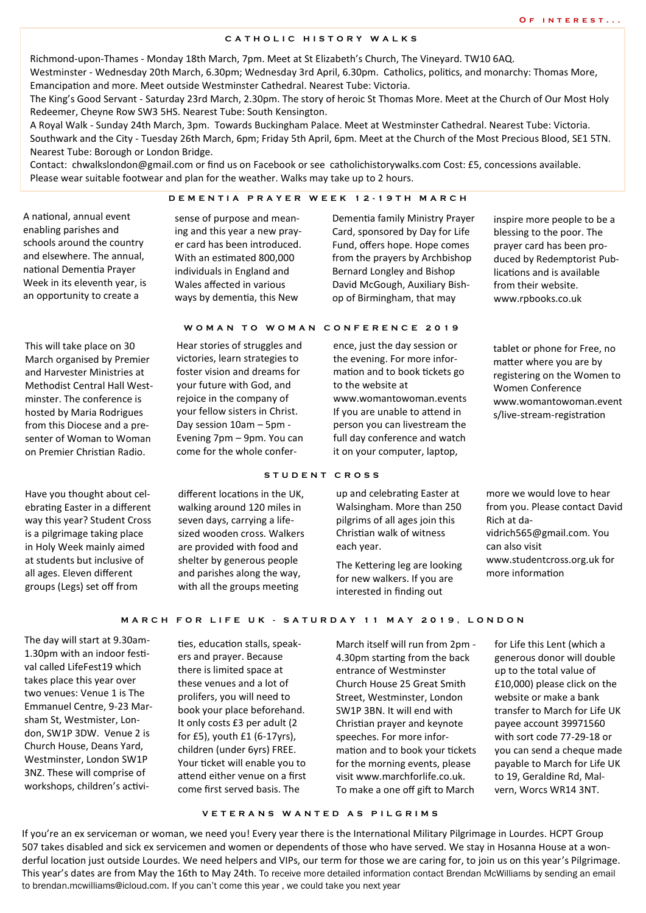## Catholic History Walks

Richmond-upon-Thames - Monday 18th March, 7pm. Meet at St Elizabeth's Church, The Vineyard. TW10 6AQ.
Westminster - Wednesday 20th March, 6.30pm; Wednesday 3rd April, 6.30pm. Catholics, politics, and monarchy: Thomas More, Emancipation and more. Meet outside Westminster Cathedral. Nearest Tube: Victoria.
The King's Good Servant - Saturday 23rd March, 2.30pm. The story of heroic St Thomas More. Meet at the Church of Our Most Holy Redeemer, Cheyne Row SW3 5HS. Nearest Tube: South Kensington.
A Royal Walk - Sunday 24th March, 3pm. Towards Buckingham Palace. Meet at Westminster Cathedral. Nearest Tube: Victoria.
Southwark and the City - Tuesday 26th March, 6pm; Friday 5th April, 6pm. Meet at the Church of the Most Precious Blood, SE1 5TN. Nearest Tube: Borough or London Bridge.
Contact: chwalkslondon@gmail.com or find us on Facebook or see catholichistorywalks.com Cost: £5, concessions available. Please wear suitable footwear and plan for the weather. Walks may take up to 2 hours.

## Dementia Prayer Week 12-19th March

A national, annual event enabling parishes and schools around the country and elsewhere. The annual, national Dementia Prayer Week in its eleventh year, is an opportunity to create a sense of purpose and meaning and this year a new prayer card has been introduced. With an estimated 800,000 individuals in England and Wales affected in various ways by dementia, this New Dementia family Ministry Prayer Card, sponsored by Day for Life Fund, offers hope. Hope comes from the prayers by Archbishop Bernard Longley and Bishop David McGough, Auxiliary Bishop of Birmingham, that may inspire more people to be a blessing to the poor. The prayer card has been produced by Redemptorist Publications and is available from their website. www.rpbooks.co.uk

## Woman to Woman Conference 2019

This will take place on 30 March organised by Premier and Harvester Ministries at Methodist Central Hall Westminster. The conference is hosted by Maria Rodrigues from this Diocese and a presenter of Woman to Woman on Premier Christian Radio. Hear stories of struggles and victories, learn strategies to foster vision and dreams for your future with God, and rejoice in the company of your fellow sisters in Christ. Day session 10am – 5pm - Evening 7pm – 9pm. You can come for the whole conference, just the day session or the evening. For more information and to book tickets go to the website at www.womantowoman.events If you are unable to attend in person you can livestream the full day conference and watch it on your computer, laptop, tablet or phone for Free, no matter where you are by registering on the Women to Women Conference www.womantowoman.events/live-stream-registration

## Student Cross

Have you thought about celebrating Easter in a different way this year? Student Cross is a pilgrimage taking place in Holy Week mainly aimed at students but inclusive of all ages. Eleven different groups (Legs) set off from different locations in the UK, walking around 120 miles in seven days, carrying a life-sized wooden cross. Walkers are provided with food and shelter by generous people and parishes along the way, with all the groups meeting up and celebrating Easter at Walsingham. More than 250 pilgrims of all ages join this Christian walk of witness each year.

The Kettering leg are looking for new walkers. If you are interested in finding out more we would love to hear from you. Please contact David Rich at davidrich565@gmail.com. You can also visit www.studentcross.org.uk for more information

## March for Life UK - Saturday 11 May 2019, London

The day will start at 9.30am-1.30pm with an indoor festival called LifeFest19 which takes place this year over two venues: Venue 1 is The Emmanuel Centre, 9-23 Marsham St, Westminster, London, SW1P 3DW. Venue 2 is Church House, Deans Yard, Westminster, London SW1P 3NZ. These will comprise of workshops, children's activities, education stalls, speakers and prayer. Because there is limited space at these venues and a lot of prolifers, you will need to book your place beforehand. It only costs £3 per adult (2 for £5), youth £1 (6-17yrs), children (under 6yrs) FREE. Your ticket will enable you to attend either venue on a first come first served basis. The March itself will run from 2pm - 4.30pm starting from the back entrance of Westminster Church House 25 Great Smith Street, Westminster, London SW1P 3BN. It will end with Christian prayer and keynote speeches. For more information and to book your tickets for the morning events, please visit www.marchforlife.co.uk. To make a one off gift to March for Life this Lent (which a generous donor will double up to the total value of £10,000) please click on the website or make a bank transfer to March for Life UK payee account 39971560 with sort code 77-29-18 or you can send a cheque made payable to March for Life UK to 19, Geraldine Rd, Malvern, Worcs WR14 3NT.

## Veterans Wanted as Pilgrims

If you're an ex serviceman or woman, we need you! Every year there is the International Military Pilgrimage in Lourdes. HCPT Group 507 takes disabled and sick ex servicemen and women or dependents of those who have served. We stay in Hosanna House at a wonderful location just outside Lourdes. We need helpers and VIPs, our term for those we are caring for, to join us on this year's Pilgrimage. This year's dates are from May the 16th to May 24th. To receive more detailed information contact Brendan McWilliams by sending an email to brendan.mcwilliams@icloud.com. If you can't come this year , we could take you next year